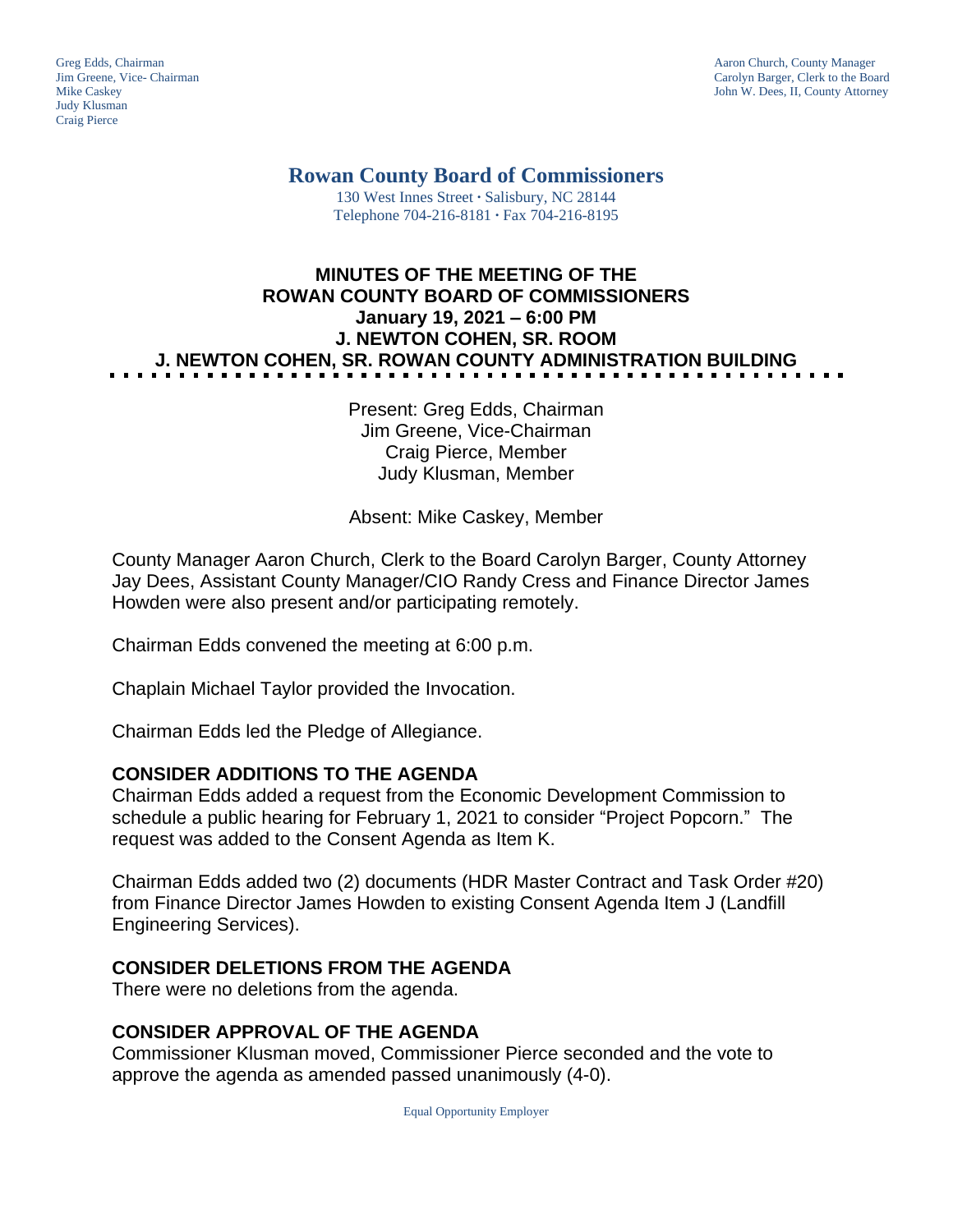Greg Edds, Chairman
Jim Greene, Vice- Chairman
Mike Caskey
Judy Klusman
Craig Pierce

Aaron Church, County Manager
Carolyn Barger, Clerk to the Board
John W. Dees, II, County Attorney

# Rowan County Board of Commissioners

130 West Innes Street ∙ Salisbury, NC 28144
Telephone 704-216-8181 ∙ Fax 704-216-8195

## MINUTES OF THE MEETING OF THE ROWAN COUNTY BOARD OF COMMISSIONERS
## January 19, 2021 – 6:00 PM
## J. NEWTON COHEN, SR. ROOM
## J. NEWTON COHEN, SR. ROWAN COUNTY ADMINISTRATION BUILDING

Present: Greg Edds, Chairman
Jim Greene, Vice-Chairman
Craig Pierce, Member
Judy Klusman, Member

Absent: Mike Caskey, Member

County Manager Aaron Church, Clerk to the Board Carolyn Barger, County Attorney Jay Dees, Assistant County Manager/CIO Randy Cress and Finance Director James Howden were also present and/or participating remotely.

Chairman Edds convened the meeting at 6:00 p.m.

Chaplain Michael Taylor provided the Invocation.

Chairman Edds led the Pledge of Allegiance.

### CONSIDER ADDITIONS TO THE AGENDA

Chairman Edds added a request from the Economic Development Commission to schedule a public hearing for February 1, 2021 to consider "Project Popcorn." The request was added to the Consent Agenda as Item K.

Chairman Edds added two (2) documents (HDR Master Contract and Task Order #20) from Finance Director James Howden to existing Consent Agenda Item J (Landfill Engineering Services).

### CONSIDER DELETIONS FROM THE AGENDA

There were no deletions from the agenda.

### CONSIDER APPROVAL OF THE AGENDA

Commissioner Klusman moved, Commissioner Pierce seconded and the vote to approve the agenda as amended passed unanimously (4-0).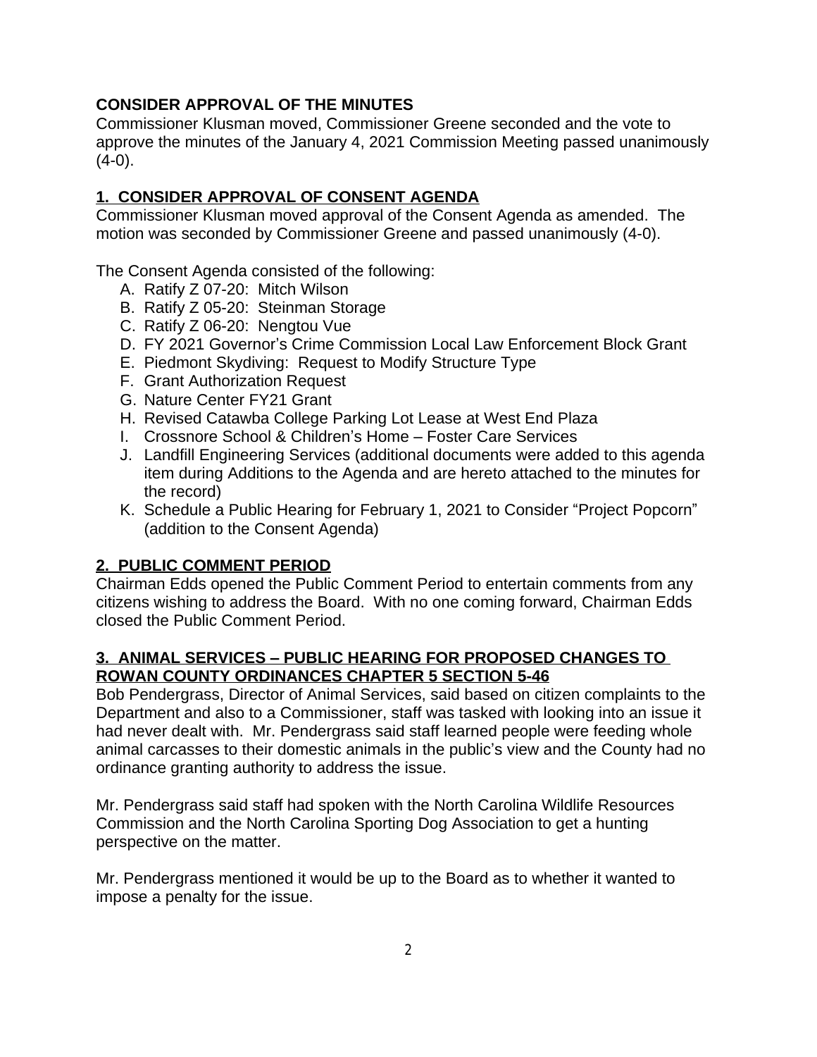**CONSIDER APPROVAL OF THE MINUTES**

Commissioner Klusman moved, Commissioner Greene seconded and the vote to approve the minutes of the January 4, 2021 Commission Meeting passed unanimously (4-0).

**1. CONSIDER APPROVAL OF CONSENT AGENDA**

Commissioner Klusman moved approval of the Consent Agenda as amended. The motion was seconded by Commissioner Greene and passed unanimously (4-0).

The Consent Agenda consisted of the following:

A. Ratify Z 07-20: Mitch Wilson
B. Ratify Z 05-20: Steinman Storage
C. Ratify Z 06-20: Nengtou Vue
D. FY 2021 Governor's Crime Commission Local Law Enforcement Block Grant
E. Piedmont Skydiving: Request to Modify Structure Type
F. Grant Authorization Request
G. Nature Center FY21 Grant
H. Revised Catawba College Parking Lot Lease at West End Plaza
I. Crossnore School & Children's Home – Foster Care Services
J. Landfill Engineering Services (additional documents were added to this agenda item during Additions to the Agenda and are hereto attached to the minutes for the record)
K. Schedule a Public Hearing for February 1, 2021 to Consider "Project Popcorn" (addition to the Consent Agenda)

**2. PUBLIC COMMENT PERIOD**

Chairman Edds opened the Public Comment Period to entertain comments from any citizens wishing to address the Board. With no one coming forward, Chairman Edds closed the Public Comment Period.

**3. ANIMAL SERVICES – PUBLIC HEARING FOR PROPOSED CHANGES TO ROWAN COUNTY ORDINANCES CHAPTER 5 SECTION 5-46**

Bob Pendergrass, Director of Animal Services, said based on citizen complaints to the Department and also to a Commissioner, staff was tasked with looking into an issue it had never dealt with. Mr. Pendergrass said staff learned people were feeding whole animal carcasses to their domestic animals in the public's view and the County had no ordinance granting authority to address the issue.

Mr. Pendergrass said staff had spoken with the North Carolina Wildlife Resources Commission and the North Carolina Sporting Dog Association to get a hunting perspective on the matter.

Mr. Pendergrass mentioned it would be up to the Board as to whether it wanted to impose a penalty for the issue.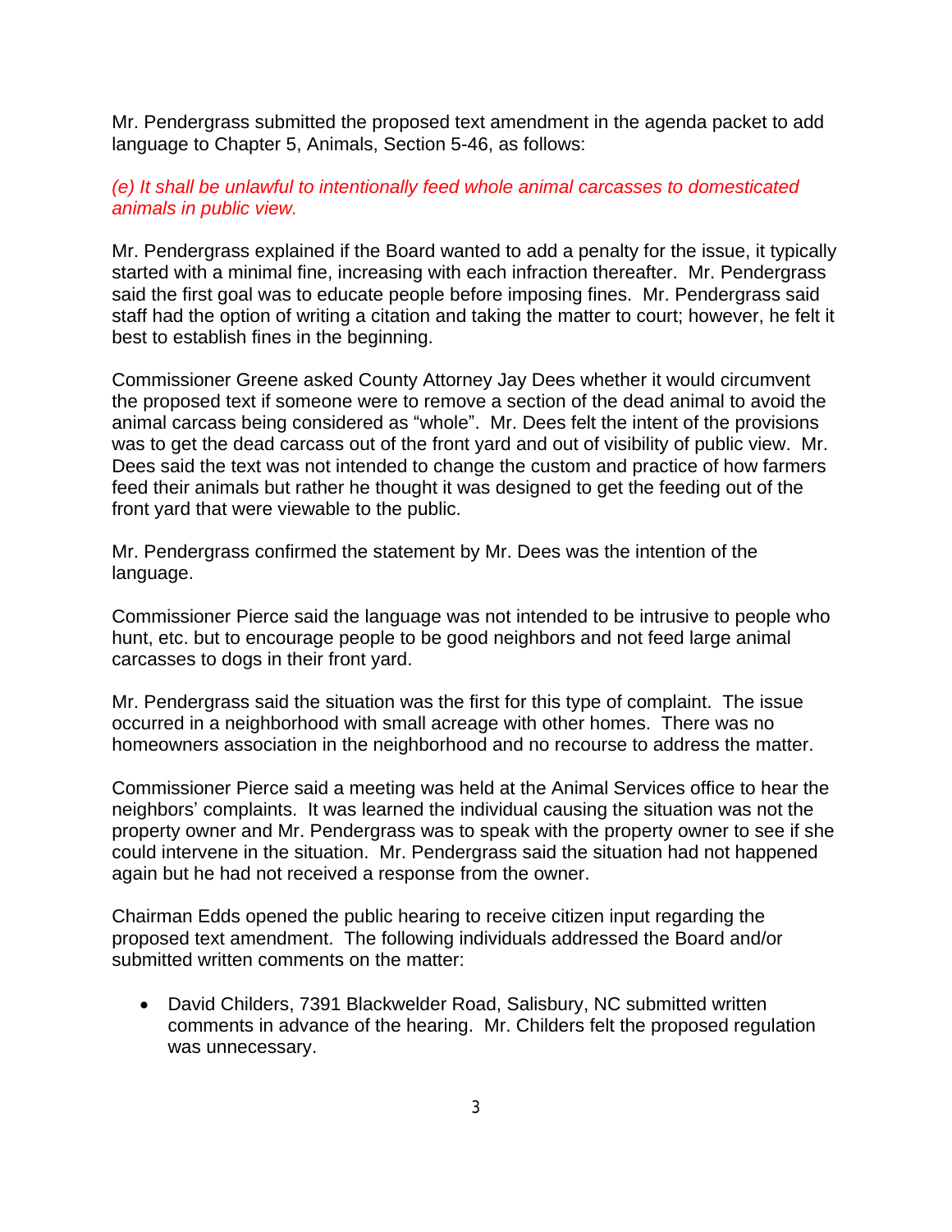Mr. Pendergrass submitted the proposed text amendment in the agenda packet to add language to Chapter 5, Animals, Section 5-46, as follows:

*(e) It shall be unlawful to intentionally feed whole animal carcasses to domesticated animals in public view.*

Mr. Pendergrass explained if the Board wanted to add a penalty for the issue, it typically started with a minimal fine, increasing with each infraction thereafter. Mr. Pendergrass said the first goal was to educate people before imposing fines. Mr. Pendergrass said staff had the option of writing a citation and taking the matter to court; however, he felt it best to establish fines in the beginning.

Commissioner Greene asked County Attorney Jay Dees whether it would circumvent the proposed text if someone were to remove a section of the dead animal to avoid the animal carcass being considered as "whole". Mr. Dees felt the intent of the provisions was to get the dead carcass out of the front yard and out of visibility of public view. Mr. Dees said the text was not intended to change the custom and practice of how farmers feed their animals but rather he thought it was designed to get the feeding out of the front yard that were viewable to the public.

Mr. Pendergrass confirmed the statement by Mr. Dees was the intention of the language.

Commissioner Pierce said the language was not intended to be intrusive to people who hunt, etc. but to encourage people to be good neighbors and not feed large animal carcasses to dogs in their front yard.

Mr. Pendergrass said the situation was the first for this type of complaint. The issue occurred in a neighborhood with small acreage with other homes. There was no homeowners association in the neighborhood and no recourse to address the matter.

Commissioner Pierce said a meeting was held at the Animal Services office to hear the neighbors' complaints. It was learned the individual causing the situation was not the property owner and Mr. Pendergrass was to speak with the property owner to see if she could intervene in the situation. Mr. Pendergrass said the situation had not happened again but he had not received a response from the owner.

Chairman Edds opened the public hearing to receive citizen input regarding the proposed text amendment. The following individuals addressed the Board and/or submitted written comments on the matter:

- David Childers, 7391 Blackwelder Road, Salisbury, NC submitted written comments in advance of the hearing. Mr. Childers felt the proposed regulation was unnecessary.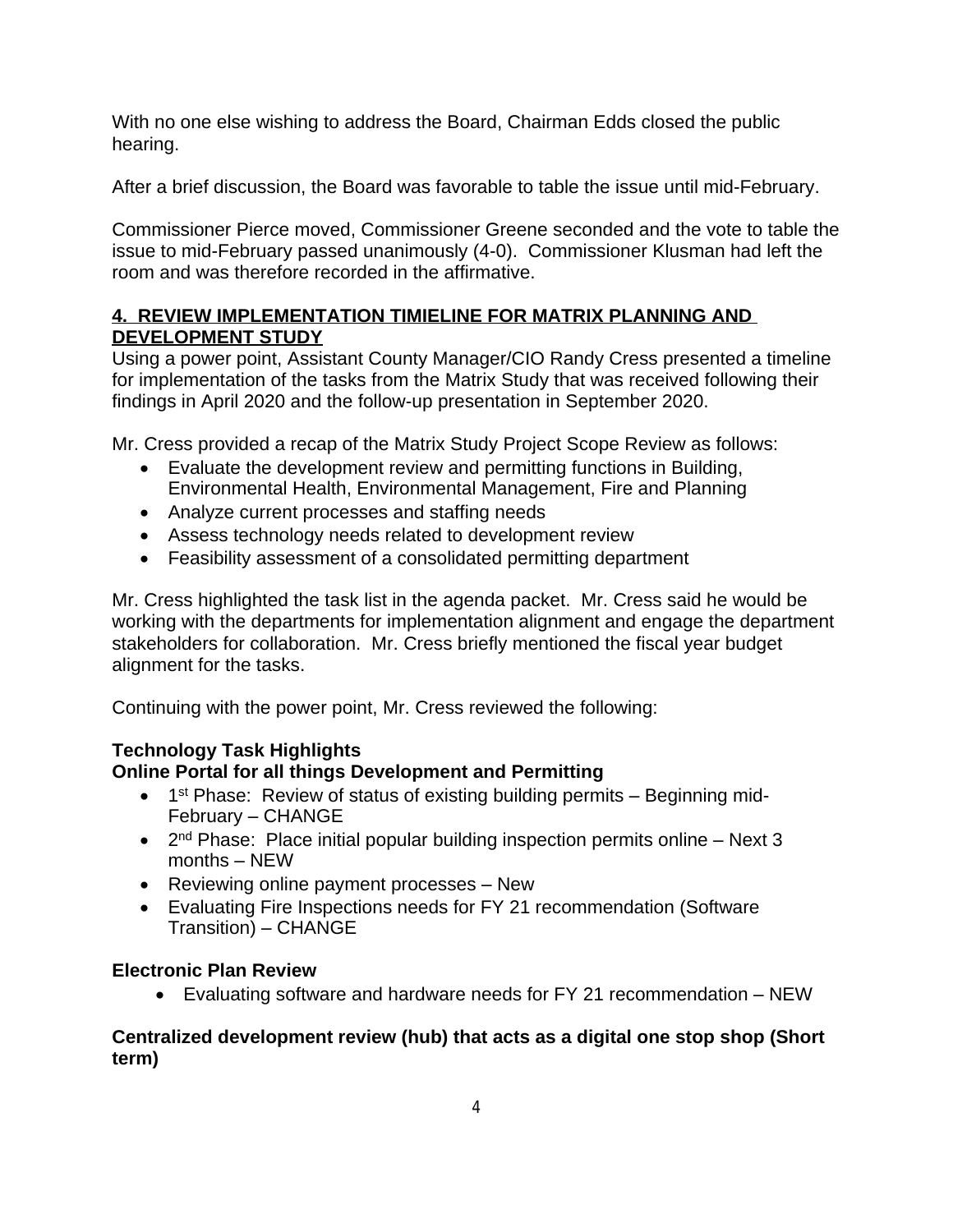With no one else wishing to address the Board, Chairman Edds closed the public hearing.

After a brief discussion, the Board was favorable to table the issue until mid-February.

Commissioner Pierce moved, Commissioner Greene seconded and the vote to table the issue to mid-February passed unanimously (4-0). Commissioner Klusman had left the room and was therefore recorded in the affirmative.

## 4. REVIEW IMPLEMENTATION TIMIELINE FOR MATRIX PLANNING AND DEVELOPMENT STUDY

Using a power point, Assistant County Manager/CIO Randy Cress presented a timeline for implementation of the tasks from the Matrix Study that was received following their findings in April 2020 and the follow-up presentation in September 2020.

Mr. Cress provided a recap of the Matrix Study Project Scope Review as follows:

- Evaluate the development review and permitting functions in Building, Environmental Health, Environmental Management, Fire and Planning
- Analyze current processes and staffing needs
- Assess technology needs related to development review
- Feasibility assessment of a consolidated permitting department

Mr. Cress highlighted the task list in the agenda packet. Mr. Cress said he would be working with the departments for implementation alignment and engage the department stakeholders for collaboration. Mr. Cress briefly mentioned the fiscal year budget alignment for the tasks.

Continuing with the power point, Mr. Cress reviewed the following:

**Technology Task Highlights**
**Online Portal for all things Development and Permitting**

- 1st Phase: Review of status of existing building permits – Beginning mid-February – CHANGE
- 2nd Phase: Place initial popular building inspection permits online – Next 3 months – NEW
- Reviewing online payment processes – New
- Evaluating Fire Inspections needs for FY 21 recommendation (Software Transition) – CHANGE

**Electronic Plan Review**

- Evaluating software and hardware needs for FY 21 recommendation – NEW

**Centralized development review (hub) that acts as a digital one stop shop (Short term)**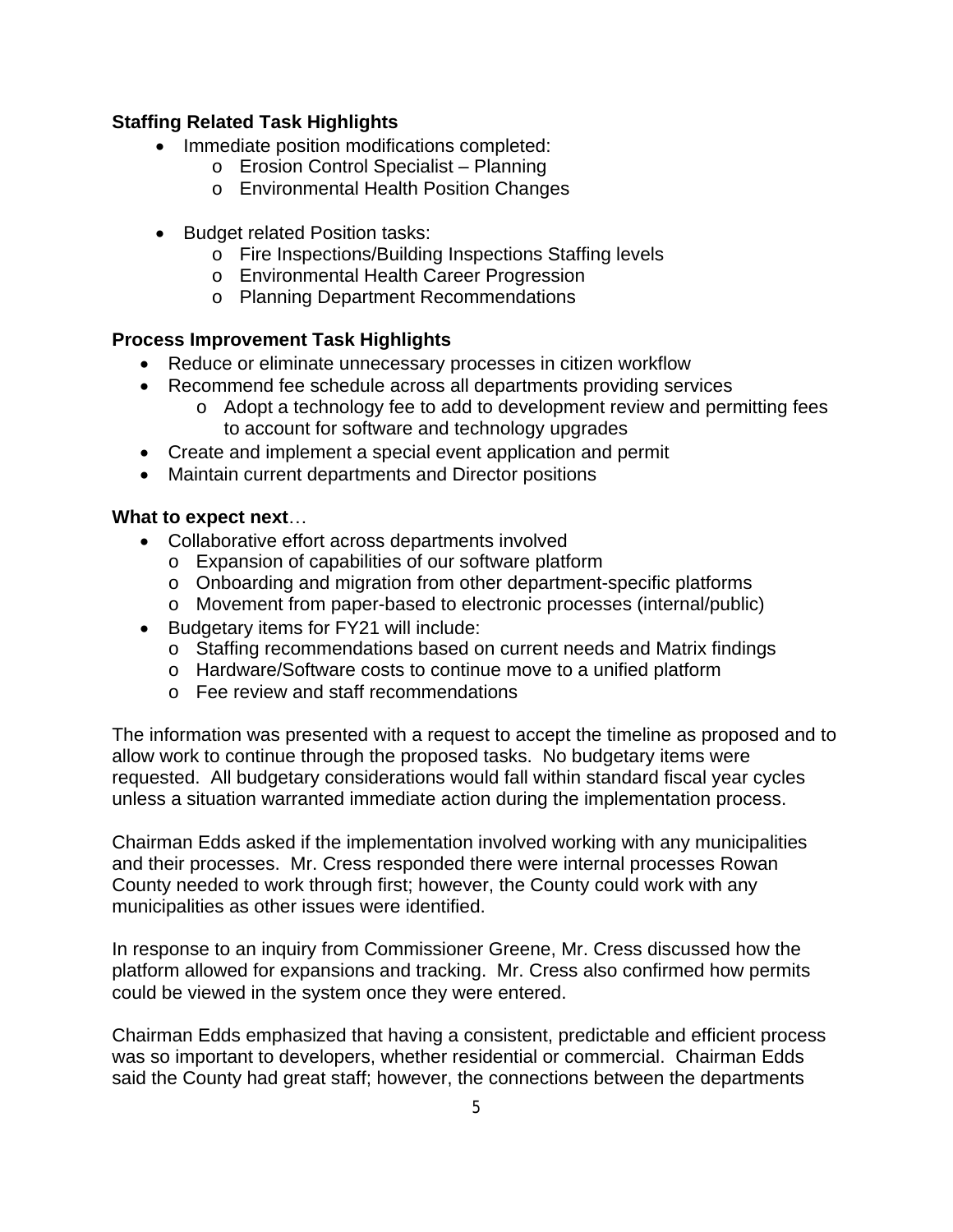**Staffing Related Task Highlights**

- Immediate position modifications completed:
  - Erosion Control Specialist – Planning
  - Environmental Health Position Changes

- Budget related Position tasks:
  - Fire Inspections/Building Inspections Staffing levels
  - Environmental Health Career Progression
  - Planning Department Recommendations

**Process Improvement Task Highlights**

- Reduce or eliminate unnecessary processes in citizen workflow
- Recommend fee schedule across all departments providing services
  - Adopt a technology fee to add to development review and permitting fees to account for software and technology upgrades
- Create and implement a special event application and permit
- Maintain current departments and Director positions

**What to expect next**…

- Collaborative effort across departments involved
  - Expansion of capabilities of our software platform
  - Onboarding and migration from other department-specific platforms
  - Movement from paper-based to electronic processes (internal/public)
- Budgetary items for FY21 will include:
  - Staffing recommendations based on current needs and Matrix findings
  - Hardware/Software costs to continue move to a unified platform
  - Fee review and staff recommendations

The information was presented with a request to accept the timeline as proposed and to allow work to continue through the proposed tasks. No budgetary items were requested. All budgetary considerations would fall within standard fiscal year cycles unless a situation warranted immediate action during the implementation process.

Chairman Edds asked if the implementation involved working with any municipalities and their processes. Mr. Cress responded there were internal processes Rowan County needed to work through first; however, the County could work with any municipalities as other issues were identified.

In response to an inquiry from Commissioner Greene, Mr. Cress discussed how the platform allowed for expansions and tracking. Mr. Cress also confirmed how permits could be viewed in the system once they were entered.

Chairman Edds emphasized that having a consistent, predictable and efficient process was so important to developers, whether residential or commercial. Chairman Edds said the County had great staff; however, the connections between the departments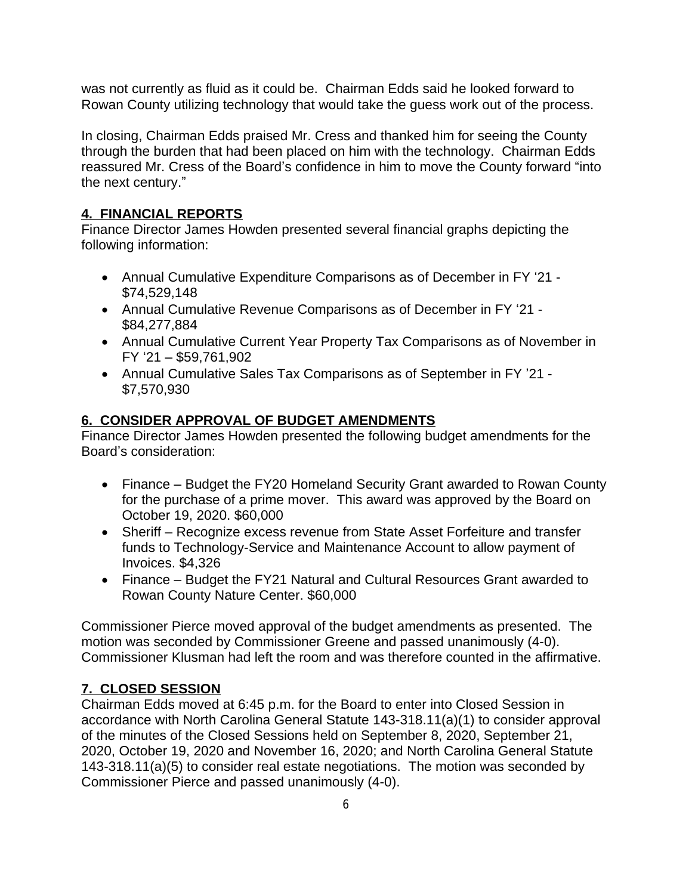was not currently as fluid as it could be. Chairman Edds said he looked forward to Rowan County utilizing technology that would take the guess work out of the process.

In closing, Chairman Edds praised Mr. Cress and thanked him for seeing the County through the burden that had been placed on him with the technology. Chairman Edds reassured Mr. Cress of the Board's confidence in him to move the County forward "into the next century."

## 4. FINANCIAL REPORTS

Finance Director James Howden presented several financial graphs depicting the following information:

- Annual Cumulative Expenditure Comparisons as of December in FY '21 - $74,529,148
- Annual Cumulative Revenue Comparisons as of December in FY '21 - $84,277,884
- Annual Cumulative Current Year Property Tax Comparisons as of November in FY '21 – $59,761,902
- Annual Cumulative Sales Tax Comparisons as of September in FY '21 - $7,570,930

## 6. CONSIDER APPROVAL OF BUDGET AMENDMENTS

Finance Director James Howden presented the following budget amendments for the Board's consideration:

- Finance – Budget the FY20 Homeland Security Grant awarded to Rowan County for the purchase of a prime mover. This award was approved by the Board on October 19, 2020. $60,000
- Sheriff – Recognize excess revenue from State Asset Forfeiture and transfer funds to Technology-Service and Maintenance Account to allow payment of Invoices. $4,326
- Finance – Budget the FY21 Natural and Cultural Resources Grant awarded to Rowan County Nature Center. $60,000

Commissioner Pierce moved approval of the budget amendments as presented. The motion was seconded by Commissioner Greene and passed unanimously (4-0). Commissioner Klusman had left the room and was therefore counted in the affirmative.

## 7. CLOSED SESSION

Chairman Edds moved at 6:45 p.m. for the Board to enter into Closed Session in accordance with North Carolina General Statute 143-318.11(a)(1) to consider approval of the minutes of the Closed Sessions held on September 8, 2020, September 21, 2020, October 19, 2020 and November 16, 2020; and North Carolina General Statute 143-318.11(a)(5) to consider real estate negotiations. The motion was seconded by Commissioner Pierce and passed unanimously (4-0).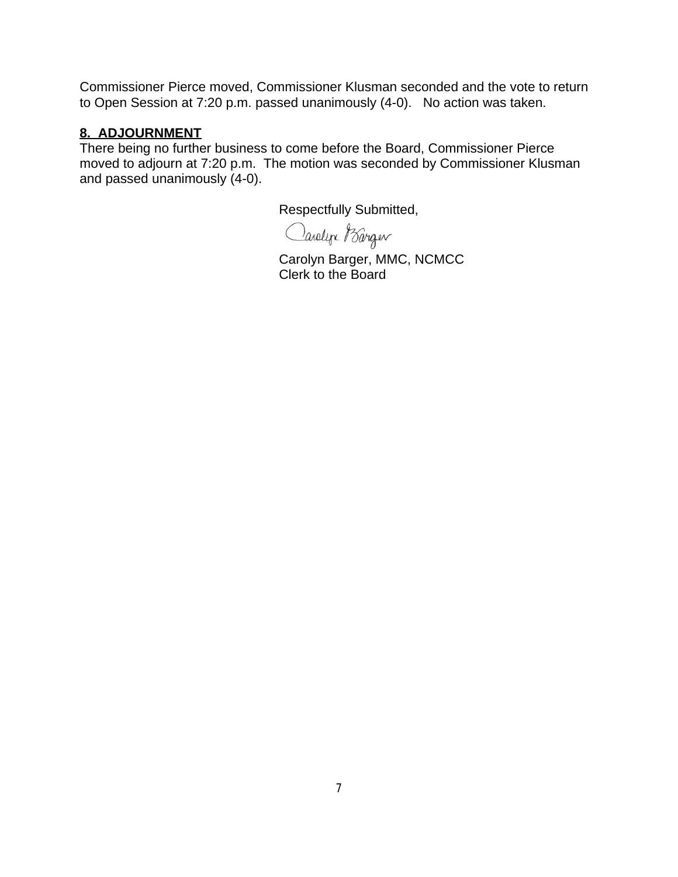Commissioner Pierce moved, Commissioner Klusman seconded and the vote to return to Open Session at 7:20 p.m. passed unanimously (4-0). No action was taken.

## **8. ADJOURNMENT**

There being no further business to come before the Board, Commissioner Pierce moved to adjourn at 7:20 p.m. The motion was seconded by Commissioner Klusman and passed unanimously (4-0).

Respectfully Submitted,

Carolyn Barger

Carolyn Barger, MMC, NCMCC
Clerk to the Board